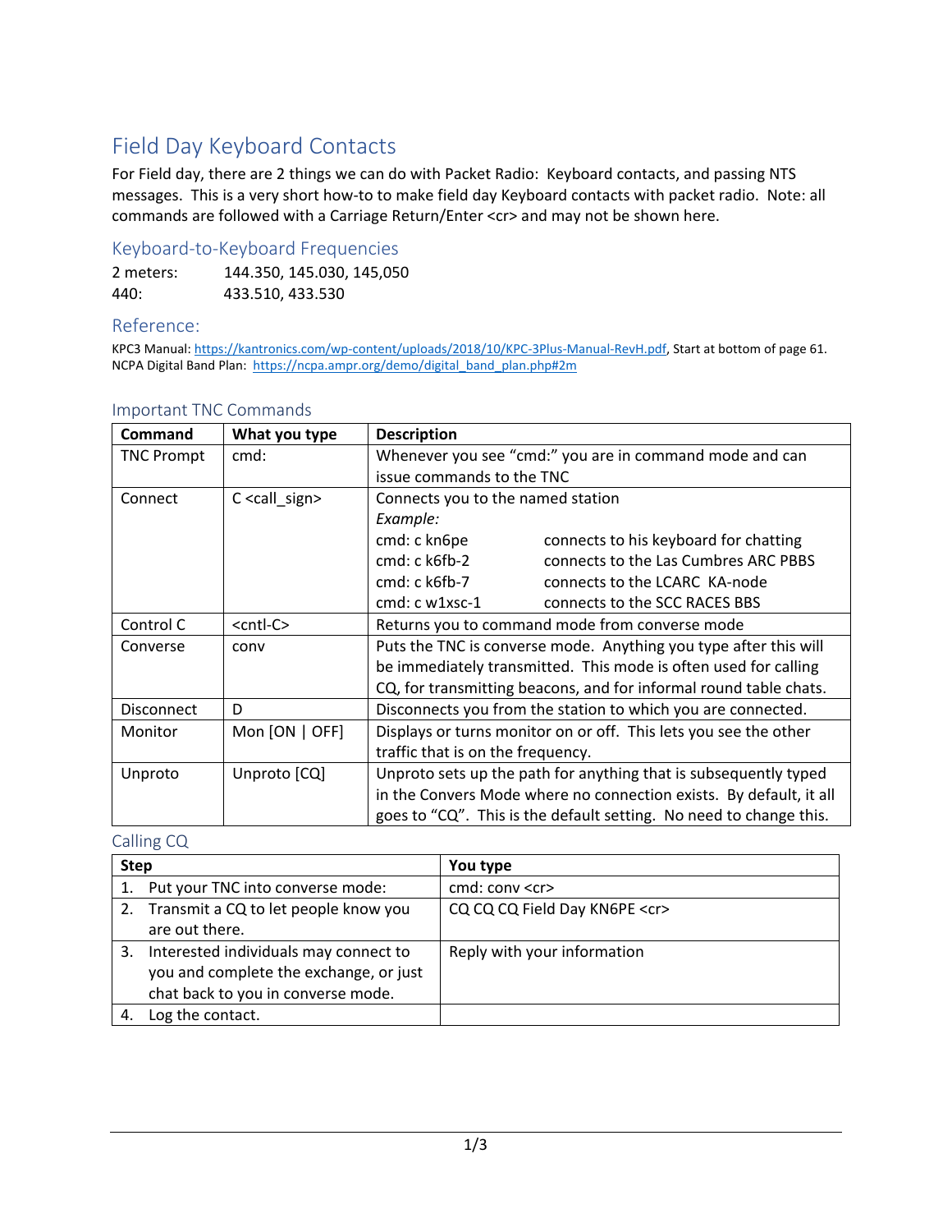# Field Day Keyboard Contacts

For Field day, there are 2 things we can do with Packet Radio: Keyboard contacts, and passing NTS messages. This is a very short how-to to make field day Keyboard contacts with packet radio. Note: all commands are followed with a Carriage Return/Enter <cr> and may not be shown here.

## Keyboard-to-Keyboard Frequencies

| | |
|---|---|
| 2 meters: | 144.350, 145.030, 145,050 |
| 440: | 433.510, 433.530 |

## Reference:

KPC3 Manual: https://kantronics.com/wp-content/uploads/2018/10/KPC-3Plus-Manual-RevH.pdf, Start at bottom of page 61.
NCPA Digital Band Plan: https://ncpa.ampr.org/demo/digital_band_plan.php#2m

## Important TNC Commands

| Command | What you type | Description |
|---|---|---|
| TNC Prompt | cmd: | Whenever you see "cmd:" you are in command mode and can issue commands to the TNC |
| Connect | C <call_sign> | Connects you to the named station<br>*Example:*<br>cmd: c kn6pe — connects to his keyboard for chatting<br>cmd: c k6fb-2 — connects to the Las Cumbres ARC PBBS<br>cmd: c k6fb-7 — connects to the LCARC KA-node<br>cmd: c w1xsc-1 — connects to the SCC RACES BBS |
| Control C | <cntl-C> | Returns you to command mode from converse mode |
| Converse | conv | Puts the TNC is converse mode. Anything you type after this will be immediately transmitted. This mode is often used for calling CQ, for transmitting beacons, and for informal round table chats. |
| Disconnect | D | Disconnects you from the station to which you are connected. |
| Monitor | Mon [ON \| OFF] | Displays or turns monitor on or off. This lets you see the other traffic that is on the frequency. |
| Unproto | Unproto [CQ] | Unproto sets up the path for anything that is subsequently typed in the Convers Mode where no connection exists. By default, it all goes to "CQ". This is the default setting. No need to change this. |

## Calling CQ

| Step | You type |
|---|---|
| 1. Put your TNC into converse mode: | cmd: conv <cr> |
| 2. Transmit a CQ to let people know you are out there. | CQ CQ CQ Field Day KN6PE <cr> |
| 3. Interested individuals may connect to you and complete the exchange, or just chat back to you in converse mode. | Reply with your information |
| 4. Log the contact. | |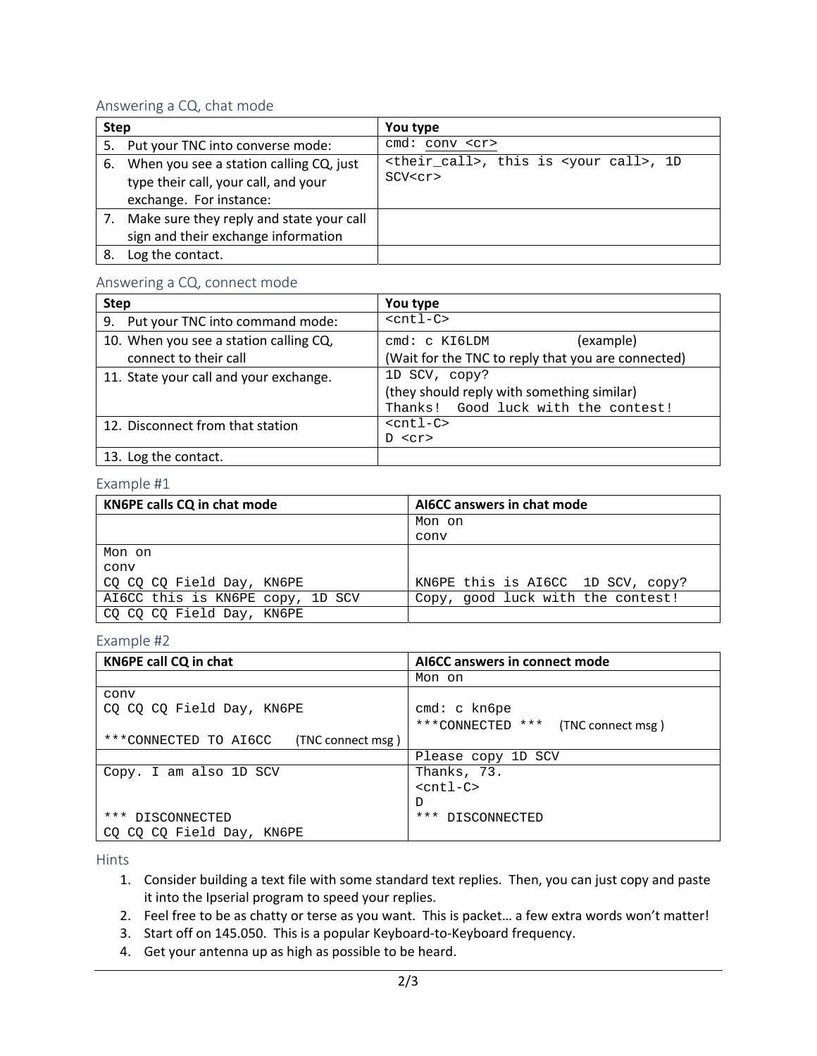### Answering a CQ, chat mode

| Step | You type |
|---|---|
| 5. Put your TNC into converse mode: | `cmd: conv <cr>` |
| 6. When you see a station calling CQ, just type their call, your call, and your exchange. For instance: | `<their_call>, this is <your call>, 1D SCV<cr>` |
| 7. Make sure they reply and state your call sign and their exchange information | |
| 8. Log the contact. | |

### Answering a CQ, connect mode

| Step | You type |
|---|---|
| 9. Put your TNC into command mode: | `<cntl-C>` |
| 10. When you see a station calling CQ, connect to their call | `cmd: c KI6LDM` (example)<br>(Wait for the TNC to reply that you are connected) |
| 11. State your call and your exchange. | `1D SCV, copy?`<br>(they should reply with something similar)<br>`Thanks! Good luck with the contest!` |
| 12. Disconnect from that station | `<cntl-C>`<br>`D <cr>` |
| 13. Log the contact. | |

### Example #1

| KN6PE calls CQ in chat mode | AI6CC answers in chat mode |
|---|---|
| | `Mon on`<br>`conv` |
| `Mon on`<br>`conv`<br>`CQ CQ CQ Field Day, KN6PE` | `KN6PE this is AI6CC 1D SCV, copy?` |
| `AI6CC this is KN6PE copy, 1D SCV` | `Copy, good luck with the contest!` |
| `CQ CQ CQ Field Day, KN6PE` | |

### Example #2

| KN6PE call CQ in chat | AI6CC answers in connect mode |
|---|---|
| | `Mon on` |
| `conv`<br>`CQ CQ CQ Field Day, KN6PE`<br><br>`***CONNECTED TO AI6CC` (TNC connect msg) | `cmd: c kn6pe`<br>`***CONNECTED ***` (TNC connect msg) |
| | `Please copy 1D SCV` |
| `Copy. I am also 1D SCV`<br><br><br>`*** DISCONNECTED`<br>`CQ CQ CQ Field Day, KN6PE` | `Thanks, 73.`<br>`<cntl-C>`<br>`D`<br>`*** DISCONNECTED` |

### Hints

1. Consider building a text file with some standard text replies. Then, you can just copy and paste it into the Ipserial program to speed your replies.
2. Feel free to be as chatty or terse as you want. This is packet… a few extra words won't matter!
3. Start off on 145.050. This is a popular Keyboard-to-Keyboard frequency.
4. Get your antenna up as high as possible to be heard.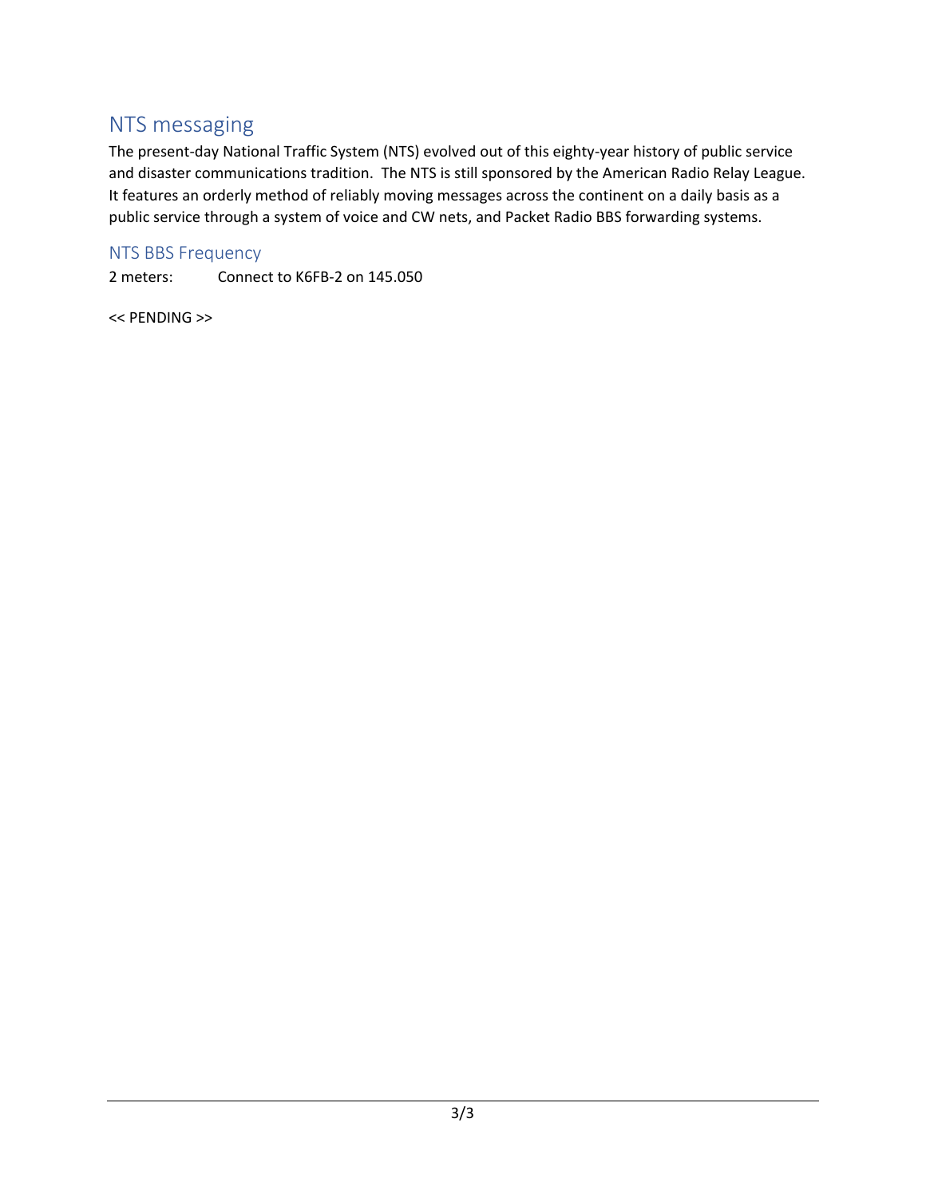## NTS messaging

The present-day National Traffic System (NTS) evolved out of this eighty-year history of public service and disaster communications tradition. The NTS is still sponsored by the American Radio Relay League. It features an orderly method of reliably moving messages across the continent on a daily basis as a public service through a system of voice and CW nets, and Packet Radio BBS forwarding systems.

### NTS BBS Frequency

2 meters: Connect to K6FB-2 on 145.050

<< PENDING >>